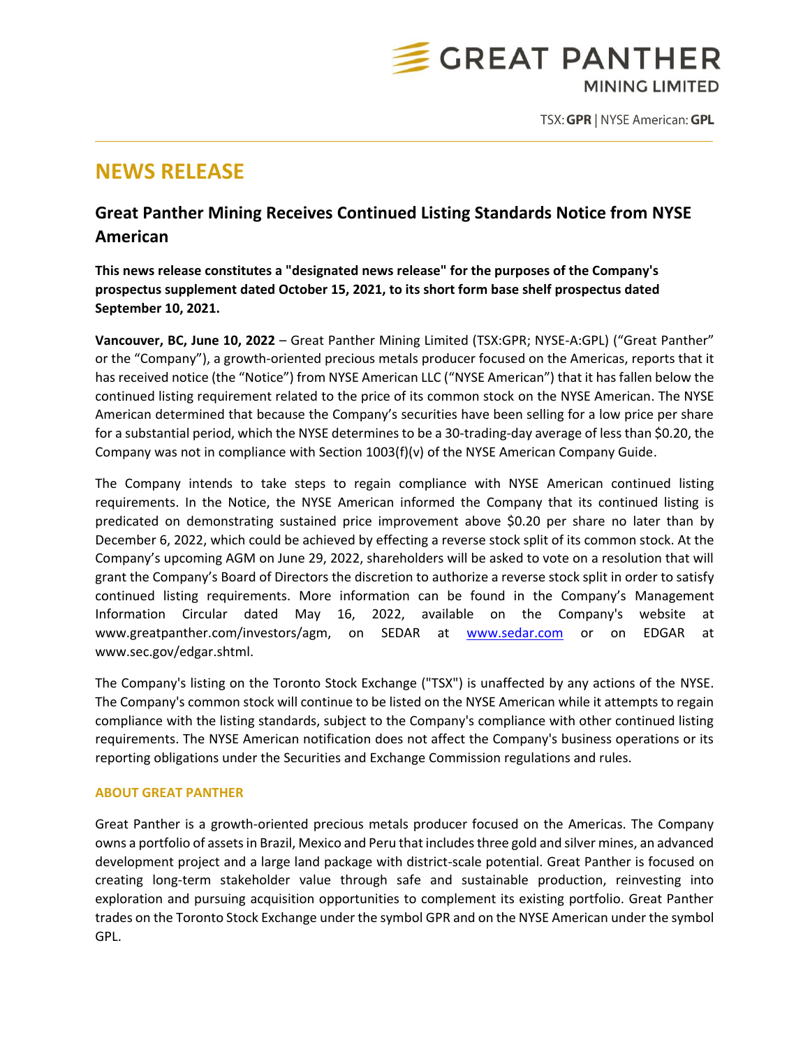GREAT PANTHER
MINING LIMITED

TSX: **GPR** | NYSE American: **GPL**

# NEWS RELEASE

## Great Panther Mining Receives Continued Listing Standards Notice from NYSE American

**This news release constitutes a "designated news release" for the purposes of the Company's prospectus supplement dated October 15, 2021, to its short form base shelf prospectus dated September 10, 2021.**

**Vancouver, BC, June 10, 2022** – Great Panther Mining Limited (TSX:GPR; NYSE-A:GPL) ("Great Panther" or the "Company"), a growth-oriented precious metals producer focused on the Americas, reports that it has received notice (the "Notice") from NYSE American LLC ("NYSE American") that it has fallen below the continued listing requirement related to the price of its common stock on the NYSE American. The NYSE American determined that because the Company's securities have been selling for a low price per share for a substantial period, which the NYSE determines to be a 30-trading-day average of less than $0.20, the Company was not in compliance with Section 1003(f)(v) of the NYSE American Company Guide.

The Company intends to take steps to regain compliance with NYSE American continued listing requirements. In the Notice, the NYSE American informed the Company that its continued listing is predicated on demonstrating sustained price improvement above $0.20 per share no later than by December 6, 2022, which could be achieved by effecting a reverse stock split of its common stock. At the Company's upcoming AGM on June 29, 2022, shareholders will be asked to vote on a resolution that will grant the Company's Board of Directors the discretion to authorize a reverse stock split in order to satisfy continued listing requirements. More information can be found in the Company's Management Information Circular dated May 16, 2022, available on the Company's website at www.greatpanther.com/investors/agm, on SEDAR at www.sedar.com or on EDGAR at www.sec.gov/edgar.shtml.

The Company's listing on the Toronto Stock Exchange ("TSX") is unaffected by any actions of the NYSE. The Company's common stock will continue to be listed on the NYSE American while it attempts to regain compliance with the listing standards, subject to the Company's compliance with other continued listing requirements. The NYSE American notification does not affect the Company's business operations or its reporting obligations under the Securities and Exchange Commission regulations and rules.

### ABOUT GREAT PANTHER

Great Panther is a growth-oriented precious metals producer focused on the Americas. The Company owns a portfolio of assets in Brazil, Mexico and Peru that includes three gold and silver mines, an advanced development project and a large land package with district-scale potential. Great Panther is focused on creating long-term stakeholder value through safe and sustainable production, reinvesting into exploration and pursuing acquisition opportunities to complement its existing portfolio. Great Panther trades on the Toronto Stock Exchange under the symbol GPR and on the NYSE American under the symbol GPL.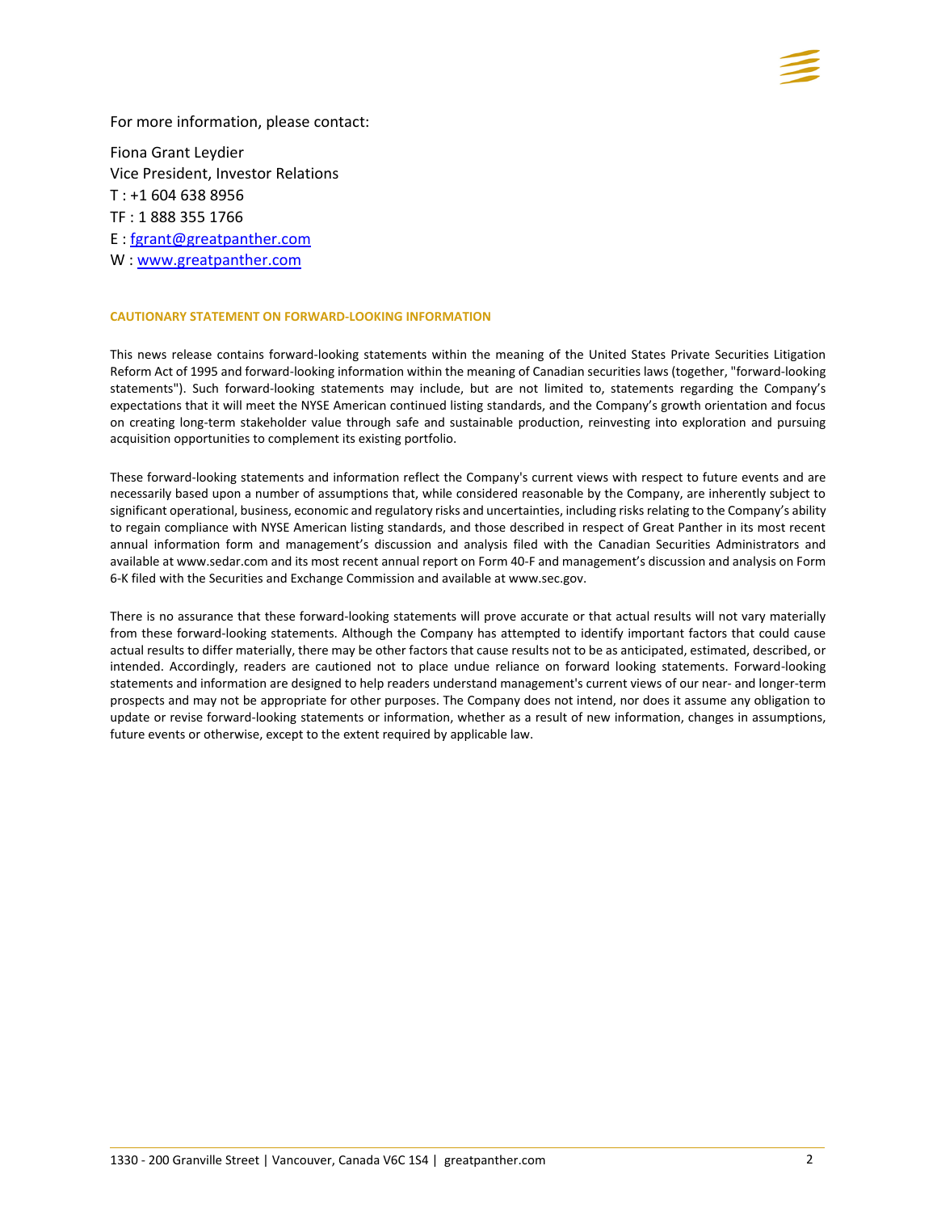For more information, please contact:

Fiona Grant Leydier
Vice President, Investor Relations
T : +1 604 638 8956
TF : 1 888 355 1766
E : fgrant@greatpanther.com
W : www.greatpanther.com

**CAUTIONARY STATEMENT ON FORWARD-LOOKING INFORMATION**

This news release contains forward-looking statements within the meaning of the United States Private Securities Litigation Reform Act of 1995 and forward-looking information within the meaning of Canadian securities laws (together, "forward-looking statements"). Such forward-looking statements may include, but are not limited to, statements regarding the Company's expectations that it will meet the NYSE American continued listing standards, and the Company's growth orientation and focus on creating long-term stakeholder value through safe and sustainable production, reinvesting into exploration and pursuing acquisition opportunities to complement its existing portfolio.

These forward-looking statements and information reflect the Company's current views with respect to future events and are necessarily based upon a number of assumptions that, while considered reasonable by the Company, are inherently subject to significant operational, business, economic and regulatory risks and uncertainties, including risks relating to the Company's ability to regain compliance with NYSE American listing standards, and those described in respect of Great Panther in its most recent annual information form and management's discussion and analysis filed with the Canadian Securities Administrators and available at www.sedar.com and its most recent annual report on Form 40-F and management's discussion and analysis on Form 6-K filed with the Securities and Exchange Commission and available at www.sec.gov.

There is no assurance that these forward-looking statements will prove accurate or that actual results will not vary materially from these forward-looking statements. Although the Company has attempted to identify important factors that could cause actual results to differ materially, there may be other factors that cause results not to be as anticipated, estimated, described, or intended. Accordingly, readers are cautioned not to place undue reliance on forward looking statements. Forward-looking statements and information are designed to help readers understand management's current views of our near- and longer-term prospects and may not be appropriate for other purposes. The Company does not intend, nor does it assume any obligation to update or revise forward-looking statements or information, whether as a result of new information, changes in assumptions, future events or otherwise, except to the extent required by applicable law.